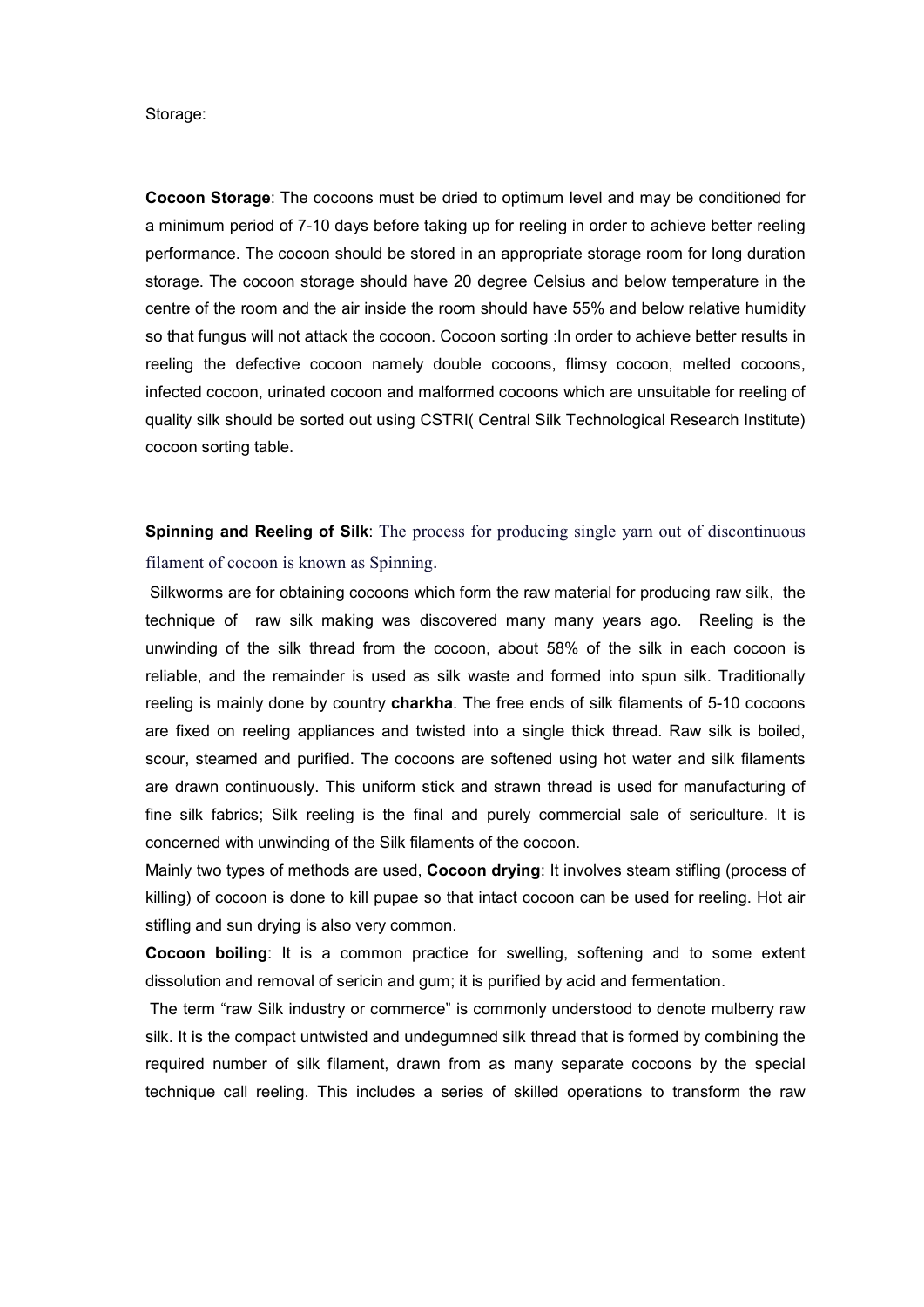Storage:

**Cocoon Storage**: The cocoons must be dried to optimum level and may be conditioned for a minimum period of 7-10 days before taking up for reeling in order to achieve better reeling performance. The cocoon should be stored in an appropriate storage room for long duration storage. The cocoon storage should have 20 degree Celsius and below temperature in the centre of the room and the air inside the room should have 55% and below relative humidity so that fungus will not attack the cocoon. Cocoon sorting :In order to achieve better results in reeling the defective cocoon namely double cocoons, flimsy cocoon, melted cocoons, infected cocoon, urinated cocoon and malformed cocoons which are unsuitable for reeling of quality silk should be sorted out using CSTRI( Central Silk Technological Research Institute) cocoon sorting table.

**Spinning and Reeling of Silk**: The process for producing single yarn out of discontinuous filament of cocoon is known as Spinning.

Silkworms are for obtaining cocoons which form the raw material for producing raw silk, the technique of raw silk making was discovered many many years ago. Reeling is the unwinding of the silk thread from the cocoon, about 58% of the silk in each cocoon is reliable, and the remainder is used as silk waste and formed into spun silk. Traditionally reeling is mainly done by country **charkha**. The free ends of silk filaments of 5-10 cocoons are fixed on reeling appliances and twisted into a single thick thread. Raw silk is boiled, scour, steamed and purified. The cocoons are softened using hot water and silk filaments are drawn continuously. This uniform stick and strawn thread is used for manufacturing of fine silk fabrics; Silk reeling is the final and purely commercial sale of sericulture. It is concerned with unwinding of the Silk filaments of the cocoon.

Mainly two types of methods are used, **Cocoon drying**: It involves steam stifling (process of killing) of cocoon is done to kill pupae so that intact cocoon can be used for reeling. Hot air stifling and sun drying is also very common.

**Cocoon boiling**: It is a common practice for swelling, softening and to some extent dissolution and removal of sericin and gum; it is purified by acid and fermentation.

The term "raw Silk industry or commerce" is commonly understood to denote mulberry raw silk. It is the compact untwisted and undegumned silk thread that is formed by combining the required number of silk filament, drawn from as many separate cocoons by the special technique call reeling. This includes a series of skilled operations to transform the raw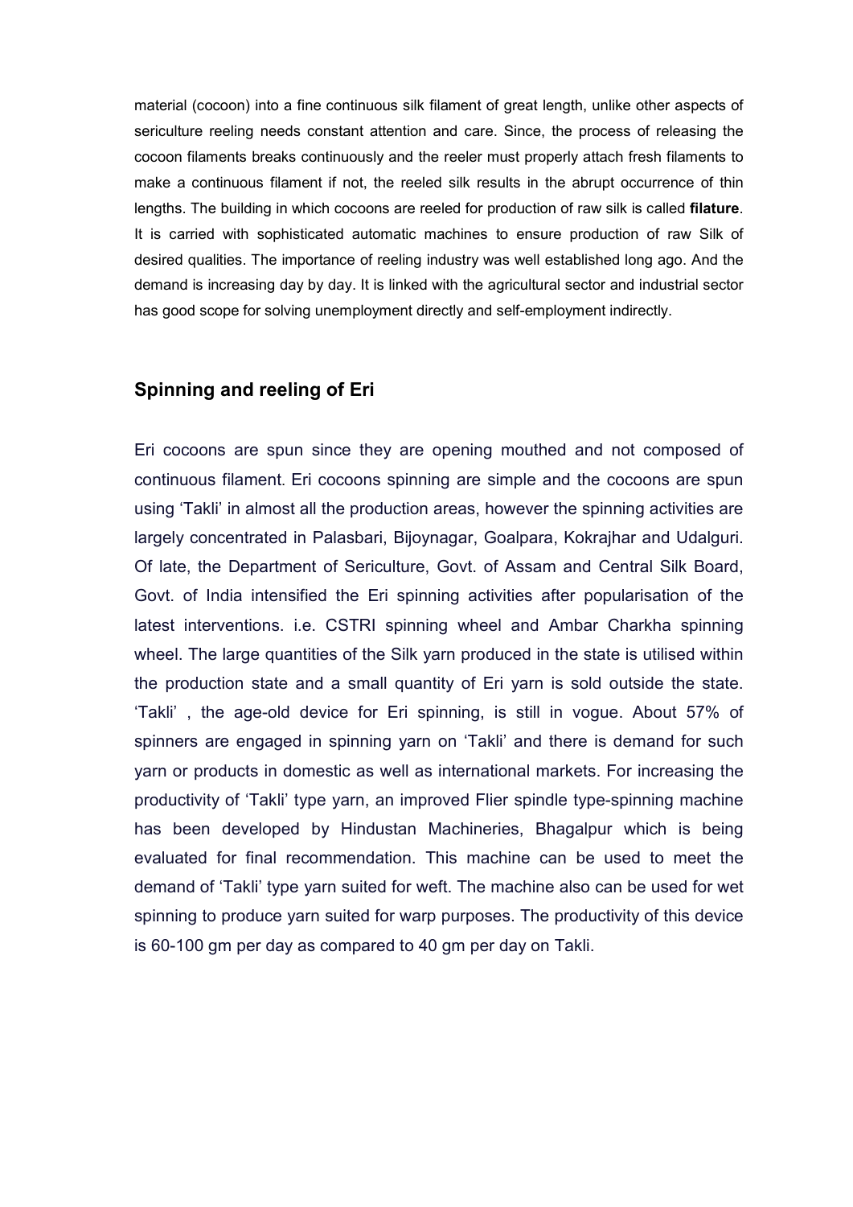material (cocoon) into a fine continuous silk filament of great length, unlike other aspects of sericulture reeling needs constant attention and care. Since, the process of releasing the cocoon filaments breaks continuously and the reeler must properly attach fresh filaments to make a continuous filament if not, the reeled silk results in the abrupt occurrence of thin lengths. The building in which cocoons are reeled for production of raw silk is called **filature**. It is carried with sophisticated automatic machines to ensure production of raw Silk of desired qualities. The importance of reeling industry was well established long ago. And the demand is increasing day by day. It is linked with the agricultural sector and industrial sector has good scope for solving unemployment directly and self-employment indirectly.

## Spinning and reeling of Eri

Eri cocoons are spun since they are opening mouthed and not composed of continuous filament. Eri cocoons spinning are simple and the cocoons are spun using 'Takli' in almost all the production areas, however the spinning activities are largely concentrated in Palasbari, Bijoynagar, Goalpara, Kokrajhar and Udalguri. Of late, the Department of Sericulture, Govt. of Assam and Central Silk Board, Govt. of India intensified the Eri spinning activities after popularisation of the latest interventions. i.e. CSTRI spinning wheel and Ambar Charkha spinning wheel. The large quantities of the Silk yarn produced in the state is utilised within the production state and a small quantity of Eri yarn is sold outside the state. 'Takli' , the age-old device for Eri spinning, is still in vogue. About 57% of spinners are engaged in spinning yarn on 'Takli' and there is demand for such yarn or products in domestic as well as international markets. For increasing the productivity of 'Takli' type yarn, an improved Flier spindle type-spinning machine has been developed by Hindustan Machineries, Bhagalpur which is being evaluated for final recommendation. This machine can be used to meet the demand of 'Takli' type yarn suited for weft. The machine also can be used for wet spinning to produce yarn suited for warp purposes. The productivity of this device is 60-100 gm per day as compared to 40 gm per day on Takli.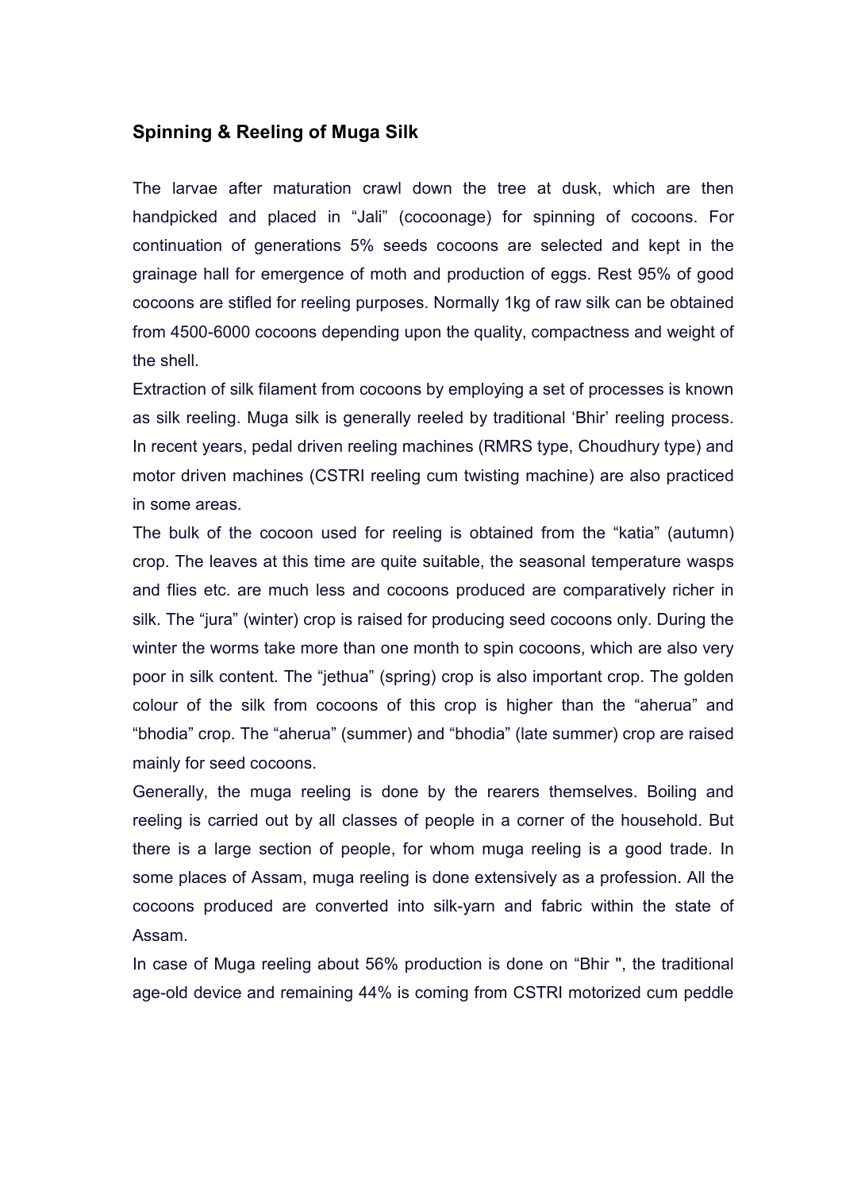## Spinning & Reeling of Muga Silk

The larvae after maturation crawl down the tree at dusk, which are then handpicked and placed in "Jali" (cocoonage) for spinning of cocoons. For continuation of generations 5% seeds cocoons are selected and kept in the grainage hall for emergence of moth and production of eggs. Rest 95% of good cocoons are stifled for reeling purposes. Normally 1kg of raw silk can be obtained from 4500-6000 cocoons depending upon the quality, compactness and weight of the shell.

Extraction of silk filament from cocoons by employing a set of processes is known as silk reeling. Muga silk is generally reeled by traditional 'Bhir' reeling process. In recent years, pedal driven reeling machines (RMRS type, Choudhury type) and motor driven machines (CSTRI reeling cum twisting machine) are also practiced in some areas.

The bulk of the cocoon used for reeling is obtained from the "katia" (autumn) crop. The leaves at this time are quite suitable, the seasonal temperature wasps and flies etc. are much less and cocoons produced are comparatively richer in silk. The "jura" (winter) crop is raised for producing seed cocoons only. During the winter the worms take more than one month to spin cocoons, which are also very poor in silk content. The "jethua" (spring) crop is also important crop. The golden colour of the silk from cocoons of this crop is higher than the "aherua" and "bhodia" crop. The "aherua" (summer) and "bhodia" (late summer) crop are raised mainly for seed cocoons.

Generally, the muga reeling is done by the rearers themselves. Boiling and reeling is carried out by all classes of people in a corner of the household. But there is a large section of people, for whom muga reeling is a good trade. In some places of Assam, muga reeling is done extensively as a profession. All the cocoons produced are converted into silk-yarn and fabric within the state of Assam.

In case of Muga reeling about 56% production is done on "Bhir ", the traditional age-old device and remaining 44% is coming from CSTRI motorized cum peddle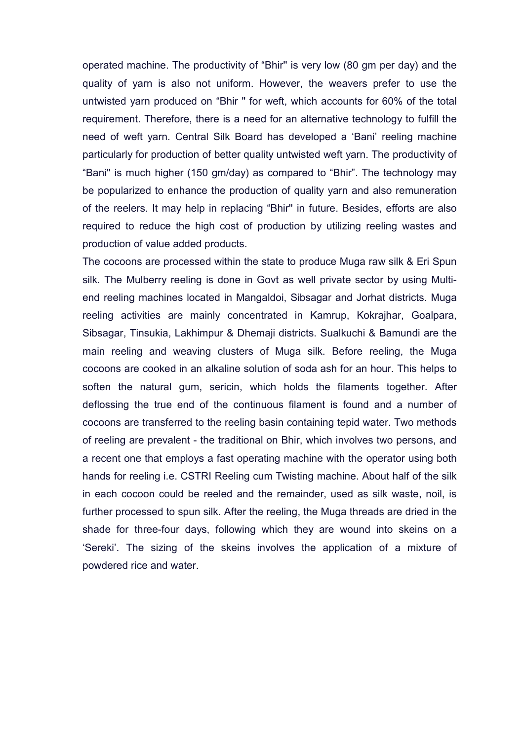operated machine. The productivity of “Bhir" is very low (80 gm per day) and the quality of yarn is also not uniform. However, the weavers prefer to use the untwisted yarn produced on “Bhir " for weft, which accounts for 60% of the total requirement. Therefore, there is a need for an alternative technology to fulfill the need of weft yarn. Central Silk Board has developed a ‘Bani’ reeling machine particularly for production of better quality untwisted weft yarn. The productivity of “Bani" is much higher (150 gm/day) as compared to “Bhir”. The technology may be popularized to enhance the production of quality yarn and also remuneration of the reelers. It may help in replacing “Bhir" in future. Besides, efforts are also required to reduce the high cost of production by utilizing reeling wastes and production of value added products.

The cocoons are processed within the state to produce Muga raw silk & Eri Spun silk. The Mulberry reeling is done in Govt as well private sector by using Multi-end reeling machines located in Mangaldoi, Sibsagar and Jorhat districts. Muga reeling activities are mainly concentrated in Kamrup, Kokrajhar, Goalpara, Sibsagar, Tinsukia, Lakhimpur & Dhemaji districts. Sualkuchi & Bamundi are the main reeling and weaving clusters of Muga silk. Before reeling, the Muga cocoons are cooked in an alkaline solution of soda ash for an hour. This helps to soften the natural gum, sericin, which holds the filaments together. After deflossing the true end of the continuous filament is found and a number of cocoons are transferred to the reeling basin containing tepid water. Two methods of reeling are prevalent - the traditional on Bhir, which involves two persons, and a recent one that employs a fast operating machine with the operator using both hands for reeling i.e. CSTRI Reeling cum Twisting machine. About half of the silk in each cocoon could be reeled and the remainder, used as silk waste, noil, is further processed to spun silk. After the reeling, the Muga threads are dried in the shade for three-four days, following which they are wound into skeins on a ‘Sereki’. The sizing of the skeins involves the application of a mixture of powdered rice and water.